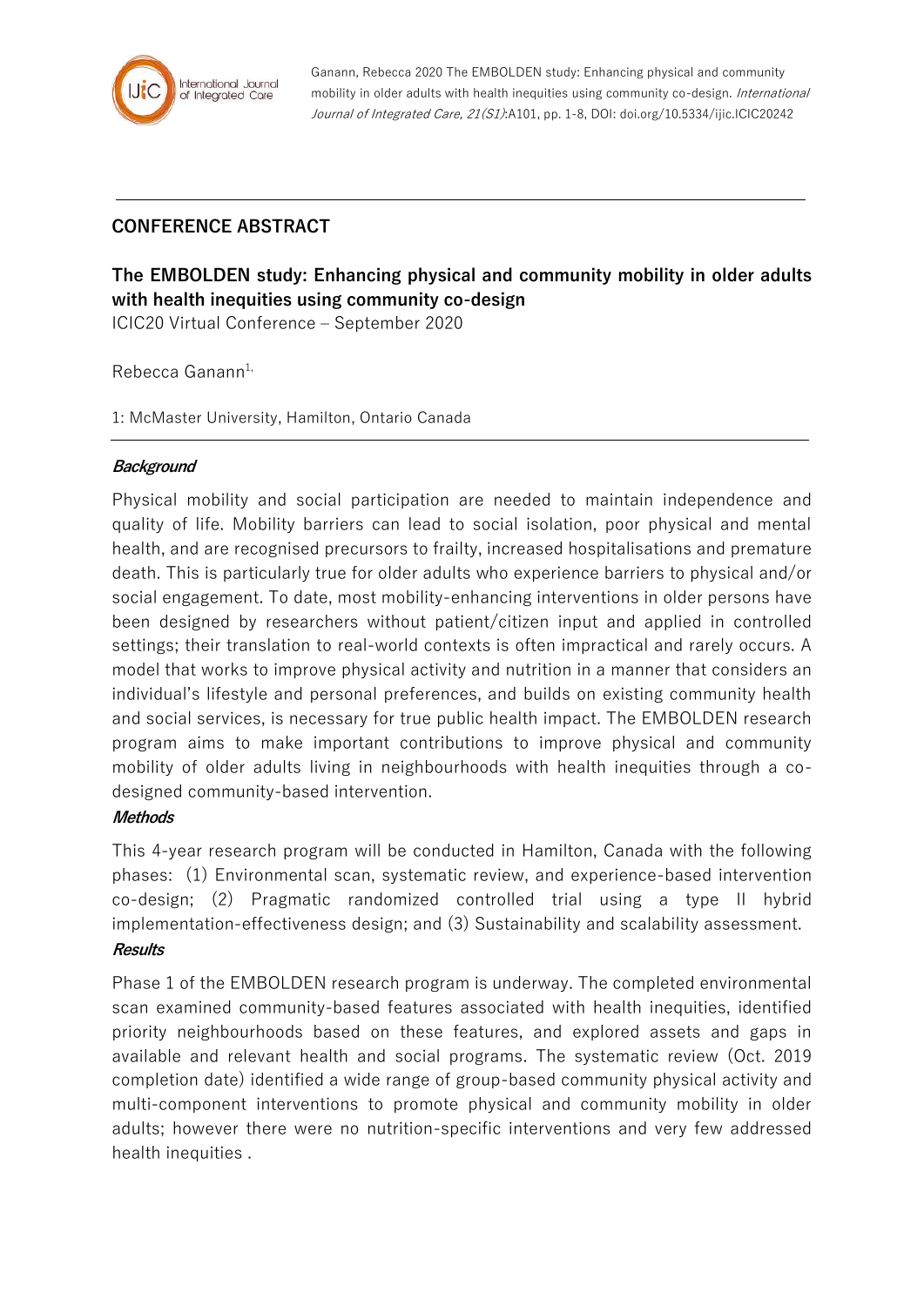Ganann, Rebecca 2020 The EMBOLDEN study: Enhancing physical and community mobility in older adults with health inequities using community co-design. *International Journal of Integrated Care, 21(S1)*:A101, pp. 1-8, DOI: doi.org/10.5334/ijic.ICIC20242

## CONFERENCE ABSTRACT

# The EMBOLDEN study: Enhancing physical and community mobility in older adults with health inequities using community co-design

ICIC20 Virtual Conference – September 2020

Rebecca Ganann[1,]

1: McMaster University, Hamilton, Ontario Canada

### *Background*

Physical mobility and social participation are needed to maintain independence and quality of life. Mobility barriers can lead to social isolation, poor physical and mental health, and are recognised precursors to frailty, increased hospitalisations and premature death. This is particularly true for older adults who experience barriers to physical and/or social engagement. To date, most mobility-enhancing interventions in older persons have been designed by researchers without patient/citizen input and applied in controlled settings; their translation to real-world contexts is often impractical and rarely occurs. A model that works to improve physical activity and nutrition in a manner that considers an individual's lifestyle and personal preferences, and builds on existing community health and social services, is necessary for true public health impact. The EMBOLDEN research program aims to make important contributions to improve physical and community mobility of older adults living in neighbourhoods with health inequities through a co-designed community-based intervention.

### *Methods*

This 4-year research program will be conducted in Hamilton, Canada with the following phases: (1) Environmental scan, systematic review, and experience-based intervention co-design; (2) Pragmatic randomized controlled trial using a type II hybrid implementation-effectiveness design; and (3) Sustainability and scalability assessment.

### *Results*

Phase 1 of the EMBOLDEN research program is underway. The completed environmental scan examined community-based features associated with health inequities, identified priority neighbourhoods based on these features, and explored assets and gaps in available and relevant health and social programs. The systematic review (Oct. 2019 completion date) identified a wide range of group-based community physical activity and multi-component interventions to promote physical and community mobility in older adults; however there were no nutrition-specific interventions and very few addressed health inequities .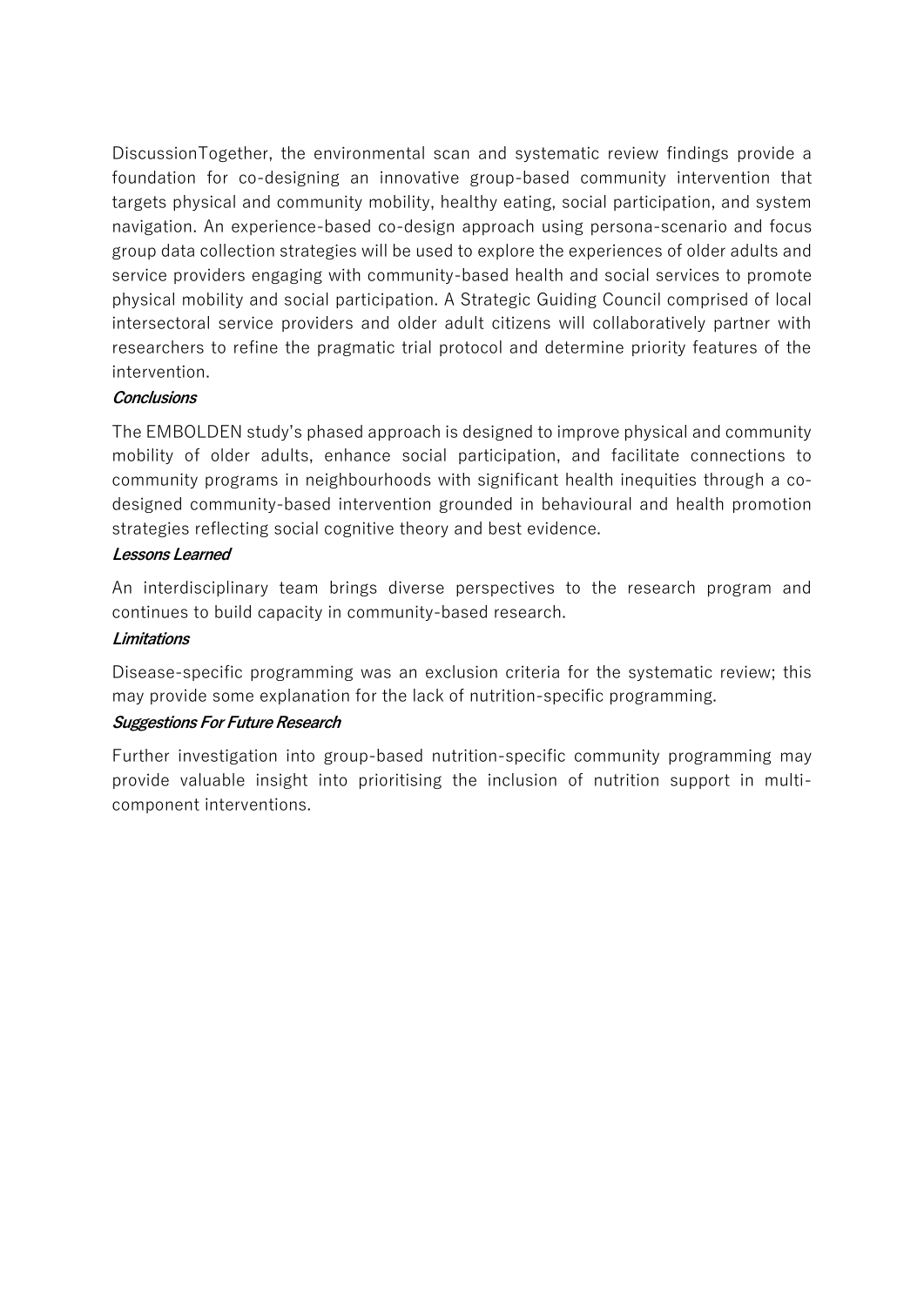DiscussionTogether, the environmental scan and systematic review findings provide a foundation for co-designing an innovative group-based community intervention that targets physical and community mobility, healthy eating, social participation, and system navigation. An experience-based co-design approach using persona-scenario and focus group data collection strategies will be used to explore the experiences of older adults and service providers engaging with community-based health and social services to promote physical mobility and social participation. A Strategic Guiding Council comprised of local intersectoral service providers and older adult citizens will collaboratively partner with researchers to refine the pragmatic trial protocol and determine priority features of the intervention.

***Conclusions***

The EMBOLDEN study's phased approach is designed to improve physical and community mobility of older adults, enhance social participation, and facilitate connections to community programs in neighbourhoods with significant health inequities through a co-designed community-based intervention grounded in behavioural and health promotion strategies reflecting social cognitive theory and best evidence.

***Lessons Learned***

An interdisciplinary team brings diverse perspectives to the research program and continues to build capacity in community-based research.

***Limitations***

Disease-specific programming was an exclusion criteria for the systematic review; this may provide some explanation for the lack of nutrition-specific programming.

***Suggestions For Future Research***

Further investigation into group-based nutrition-specific community programming may provide valuable insight into prioritising the inclusion of nutrition support in multi-component interventions.